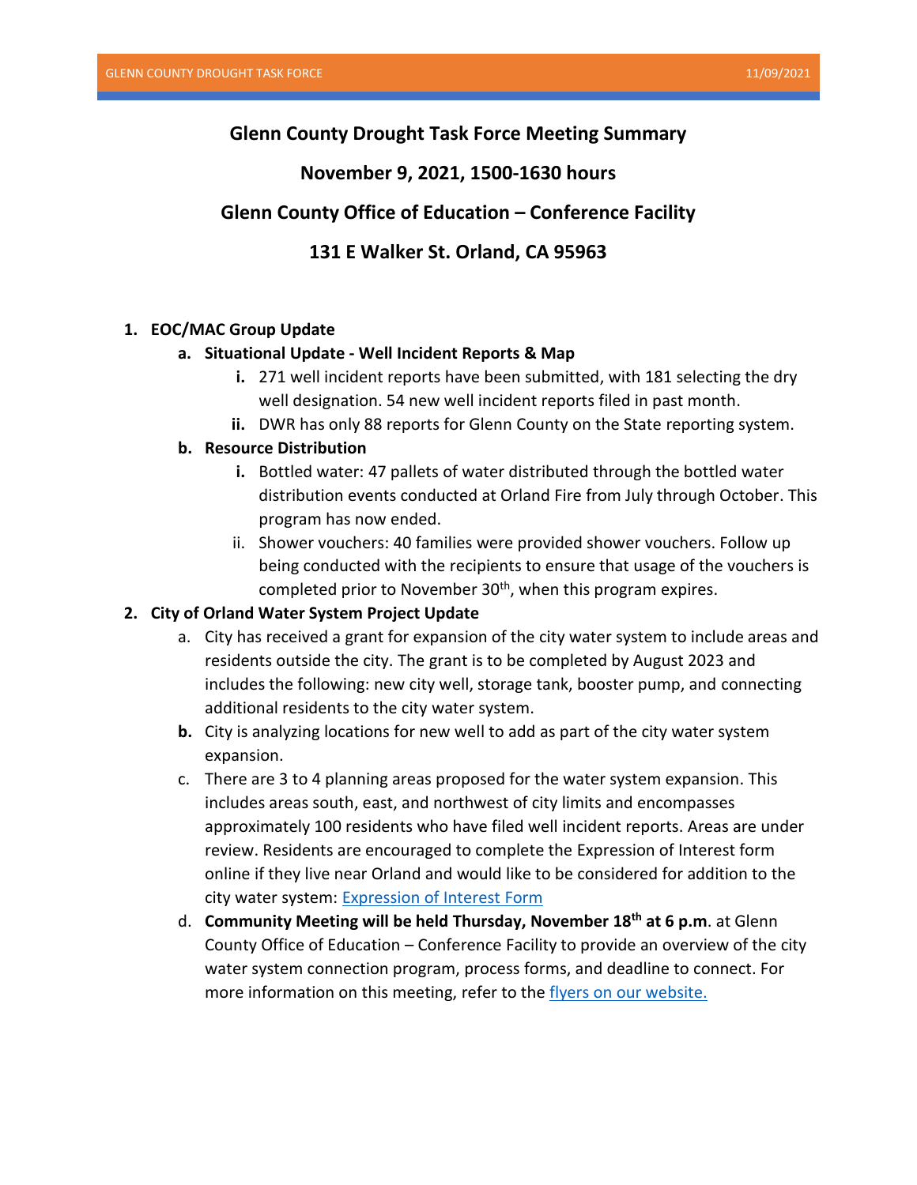# Glenn County Drought Task Force Meeting Summary

## November 9, 2021, 1500-1630 hours

## Glenn County Office of Education – Conference Facility

## 131 E Walker St. Orland, CA 95963

1. **EOC/MAC Group Update**
   a. **Situational Update - Well Incident Reports & Map**
      i. 271 well incident reports have been submitted, with 181 selecting the dry well designation. 54 new well incident reports filed in past month.
      ii. DWR has only 88 reports for Glenn County on the State reporting system.

   b. **Resource Distribution**
      i. Bottled water: 47 pallets of water distributed through the bottled water distribution events conducted at Orland Fire from July through October. This program has now ended.
      ii. Shower vouchers: 40 families were provided shower vouchers. Follow up being conducted with the recipients to ensure that usage of the vouchers is completed prior to November 30th, when this program expires.

2. **City of Orland Water System Project Update**
   a. City has received a grant for expansion of the city water system to include areas and residents outside the city. The grant is to be completed by August 2023 and includes the following: new city well, storage tank, booster pump, and connecting additional residents to the city water system.
   b. City is analyzing locations for new well to add as part of the city water system expansion.
   c. There are 3 to 4 planning areas proposed for the water system expansion. This includes areas south, east, and northwest of city limits and encompasses approximately 100 residents who have filed well incident reports. Areas are under review. Residents are encouraged to complete the Expression of Interest form online if they live near Orland and would like to be considered for addition to the city water system: Expression of Interest Form
   d. **Community Meeting will be held Thursday, November 18th at 6 p.m**. at Glenn County Office of Education – Conference Facility to provide an overview of the city water system connection program, process forms, and deadline to connect. For more information on this meeting, refer to the flyers on our website.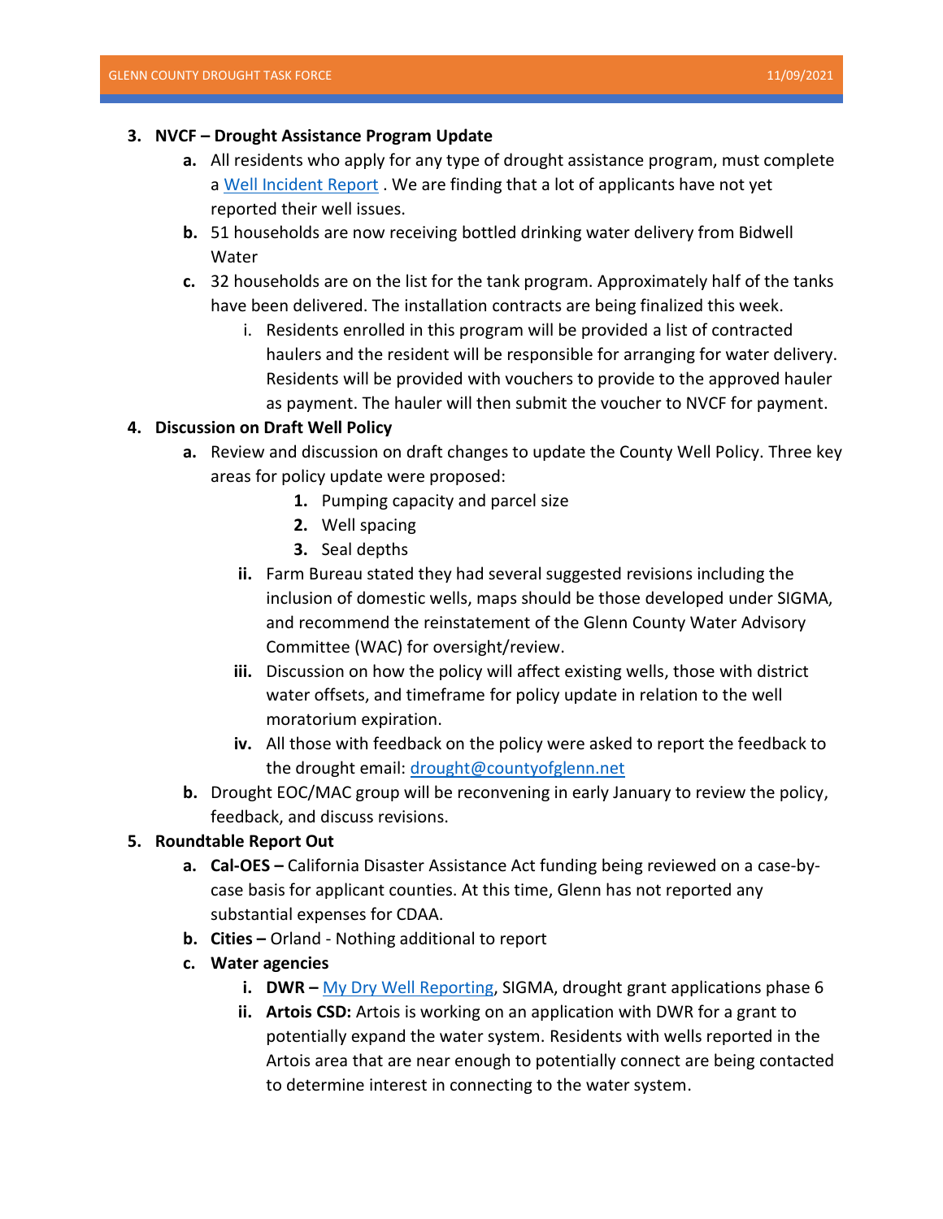3. **NVCF – Drought Assistance Program Update**
   - **a.** All residents who apply for any type of drought assistance program, must complete a [Well Incident Report](Well Incident Report) . We are finding that a lot of applicants have not yet reported their well issues.
   - **b.** 51 households are now receiving bottled drinking water delivery from Bidwell Water
   - **c.** 32 households are on the list for the tank program. Approximately half of the tanks have been delivered. The installation contracts are being finalized this week.
     - i. Residents enrolled in this program will be provided a list of contracted haulers and the resident will be responsible for arranging for water delivery. Residents will be provided with vouchers to provide to the approved hauler as payment. The hauler will then submit the voucher to NVCF for payment.

4. **Discussion on Draft Well Policy**
   - **a.** Review and discussion on draft changes to update the County Well Policy. Three key areas for policy update were proposed:
     1. Pumping capacity and parcel size
     2. Well spacing
     3. Seal depths
     - **ii.** Farm Bureau stated they had several suggested revisions including the inclusion of domestic wells, maps should be those developed under SIGMA, and recommend the reinstatement of the Glenn County Water Advisory Committee (WAC) for oversight/review.
     - **iii.** Discussion on how the policy will affect existing wells, those with district water offsets, and timeframe for policy update in relation to the well moratorium expiration.
     - **iv.** All those with feedback on the policy were asked to report the feedback to the drought email: drought@countyofglenn.net
   - **b.** Drought EOC/MAC group will be reconvening in early January to review the policy, feedback, and discuss revisions.

5. **Roundtable Report Out**
   - **a. Cal-OES –** California Disaster Assistance Act funding being reviewed on a case-by-case basis for applicant counties. At this time, Glenn has not reported any substantial expenses for CDAA.
   - **b. Cities –** Orlando - Nothing additional to report
   - **c. Water agencies**
     - **i. DWR –** My Dry Well Reporting, SIGMA, drought grant applications phase 6
     - **ii. Artois CSD:** Artois is working on an application with DWR for a grant to potentially expand the water system. Residents with wells reported in the Artois area that are near enough to potentially connect are being contacted to determine interest in connecting to the water system.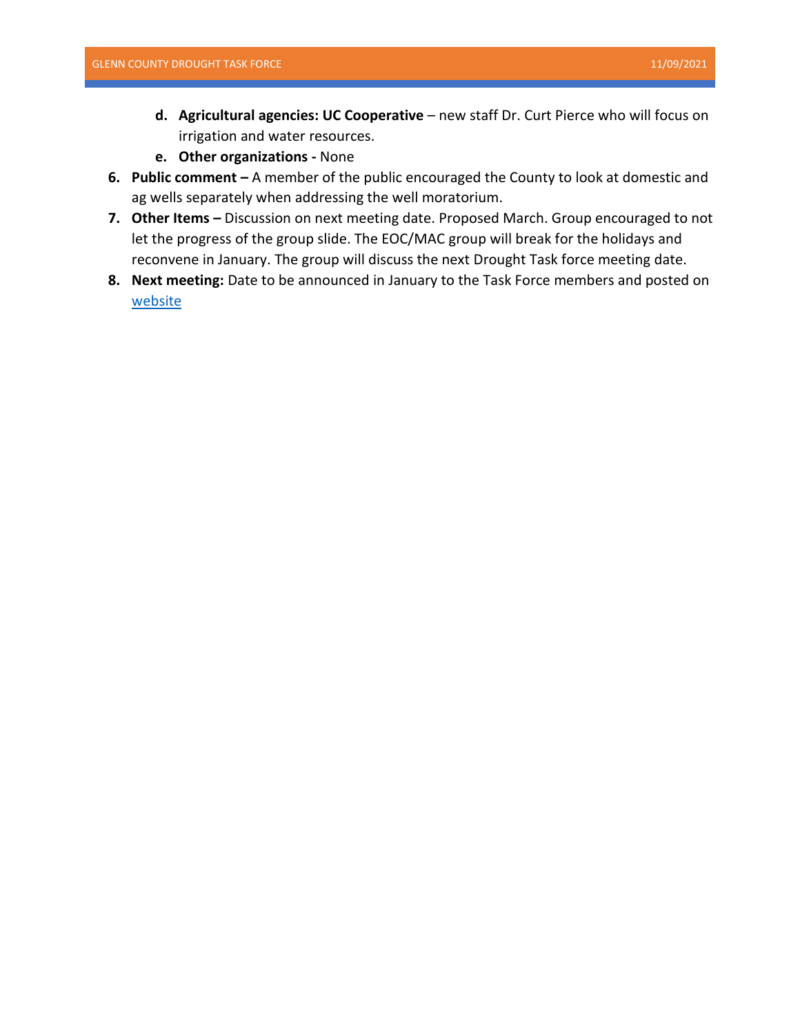d. **Agricultural agencies: UC Cooperative** – new staff Dr. Curt Pierce who will focus on irrigation and water resources.
   e. **Other organizations -** None
6. **Public comment –** A member of the public encouraged the County to look at domestic and ag wells separately when addressing the well moratorium.
7. **Other Items –** Discussion on next meeting date. Proposed March. Group encouraged to not let the progress of the group slide. The EOC/MAC group will break for the holidays and reconvene in January. The group will discuss the next Drought Task force meeting date.
8. **Next meeting:** Date to be announced in January to the Task Force members and posted on website